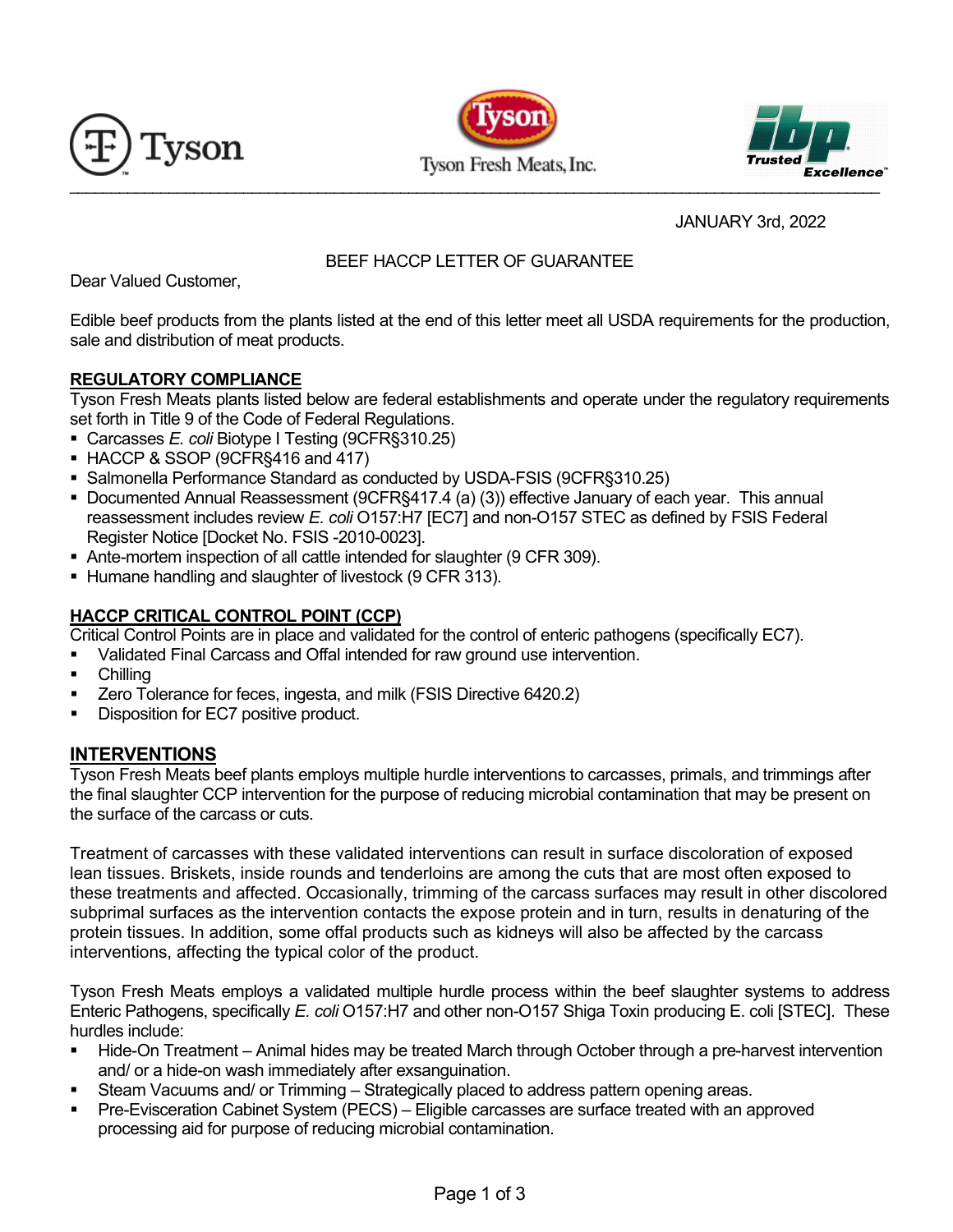Tyson

Tyson Fresh Meats, Inc.

ibp Trusted Excellence

JANUARY 3rd, 2022

# BEEF HACCP LETTER OF GUARANTEE

Dear Valued Customer,

Edible beef products from the plants listed at the end of this letter meet all USDA requirements for the production, sale and distribution of meat products.

## REGULATORY COMPLIANCE

Tyson Fresh Meats plants listed below are federal establishments and operate under the regulatory requirements set forth in Title 9 of the Code of Federal Regulations.

- Carcasses *E. coli* Biotype I Testing (9CFR§310.25)
- HACCP & SSOP (9CFR§416 and 417)
- Salmonella Performance Standard as conducted by USDA-FSIS (9CFR§310.25)
- Documented Annual Reassessment (9CFR§417.4 (a) (3)) effective January of each year. This annual reassessment includes review *E. coli* O157:H7 [EC7] and non-O157 STEC as defined by FSIS Federal Register Notice [Docket No. FSIS -2010-0023].
- Ante-mortem inspection of all cattle intended for slaughter (9 CFR 309).
- Humane handling and slaughter of livestock (9 CFR 313).

## HACCP CRITICAL CONTROL POINT (CCP)

Critical Control Points are in place and validated for the control of enteric pathogens (specifically EC7).

- Validated Final Carcass and Offal intended for raw ground use intervention.
- Chilling
- Zero Tolerance for feces, ingesta, and milk (FSIS Directive 6420.2)
- Disposition for EC7 positive product.

## INTERVENTIONS

Tyson Fresh Meats beef plants employs multiple hurdle interventions to carcasses, primals, and trimmings after the final slaughter CCP intervention for the purpose of reducing microbial contamination that may be present on the surface of the carcass or cuts.

Treatment of carcasses with these validated interventions can result in surface discoloration of exposed lean tissues. Briskets, inside rounds and tenderloins are among the cuts that are most often exposed to these treatments and affected. Occasionally, trimming of the carcass surfaces may result in other discolored subprimal surfaces as the intervention contacts the expose protein and in turn, results in denaturing of the protein tissues. In addition, some offal products such as kidneys will also be affected by the carcass interventions, affecting the typical color of the product.

Tyson Fresh Meats employs a validated multiple hurdle process within the beef slaughter systems to address Enteric Pathogens, specifically *E. coli* O157:H7 and other non-O157 Shiga Toxin producing E. coli [STEC]. These hurdles include:

- Hide-On Treatment – Animal hides may be treated March through October through a pre-harvest intervention and/ or a hide-on wash immediately after exsanguination.
- Steam Vacuums and/ or Trimming – Strategically placed to address pattern opening areas.
- Pre-Evisceration Cabinet System (PECS) – Eligible carcasses are surface treated with an approved processing aid for purpose of reducing microbial contamination.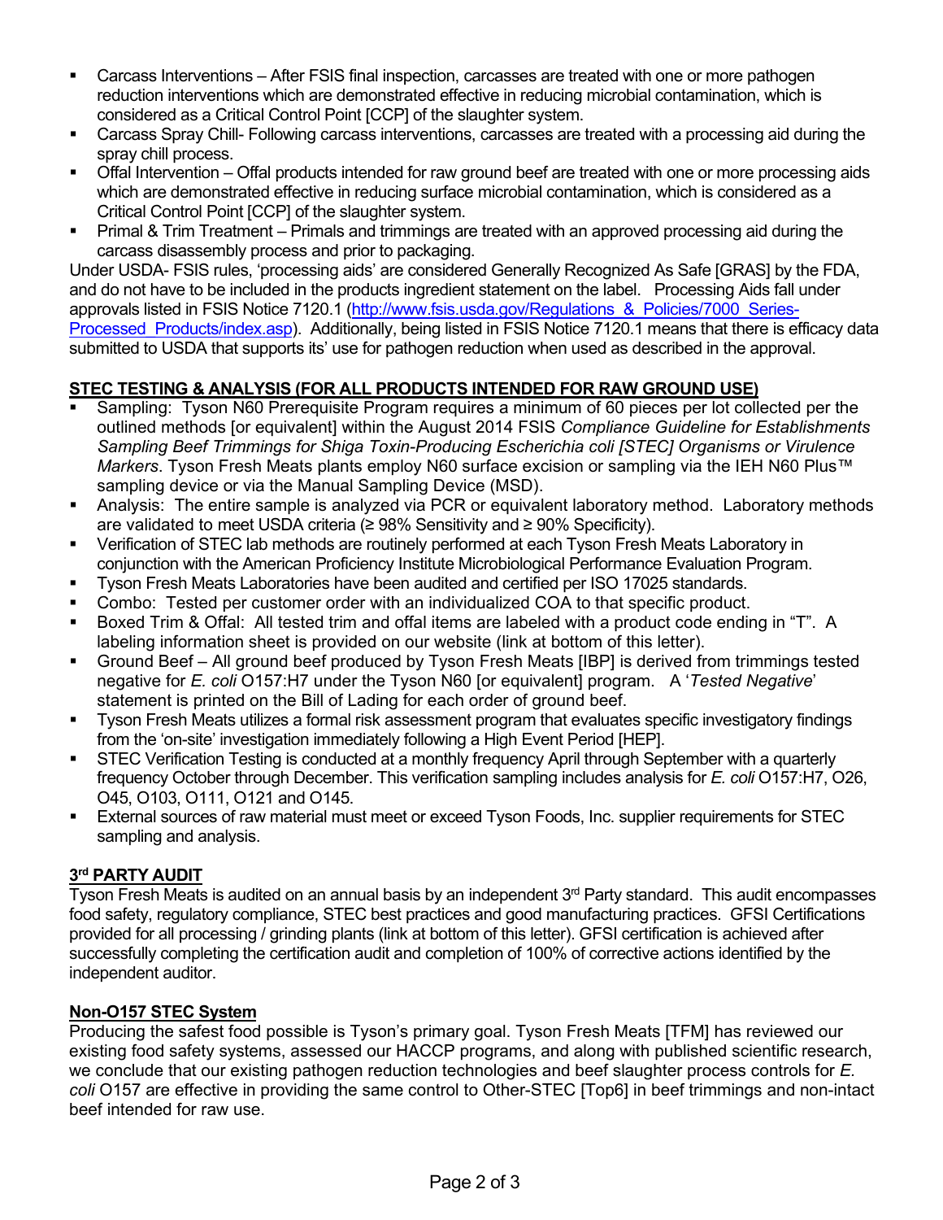- Carcass Interventions – After FSIS final inspection, carcasses are treated with one or more pathogen reduction interventions which are demonstrated effective in reducing microbial contamination, which is considered as a Critical Control Point [CCP] of the slaughter system.
- Carcass Spray Chill- Following carcass interventions, carcasses are treated with a processing aid during the spray chill process.
- Offal Intervention – Offal products intended for raw ground beef are treated with one or more processing aids which are demonstrated effective in reducing surface microbial contamination, which is considered as a Critical Control Point [CCP] of the slaughter system.
- Primal & Trim Treatment – Primals and trimmings are treated with an approved processing aid during the carcass disassembly process and prior to packaging.

Under USDA- FSIS rules, 'processing aids' are considered Generally Recognized As Safe [GRAS] by the FDA, and do not have to be included in the products ingredient statement on the label. Processing Aids fall under approvals listed in FSIS Notice 7120.1 (http://www.fsis.usda.gov/Regulations_&_Policies/7000_Series-Processed_Products/index.asp). Additionally, being listed in FSIS Notice 7120.1 means that there is efficacy data submitted to USDA that supports its' use for pathogen reduction when used as described in the approval.

**STEC TESTING & ANALYSIS (FOR ALL PRODUCTS INTENDED FOR RAW GROUND USE)**

- Sampling: Tyson N60 Prerequisite Program requires a minimum of 60 pieces per lot collected per the outlined methods [or equivalent] within the August 2014 FSIS *Compliance Guideline for Establishments Sampling Beef Trimmings for Shiga Toxin-Producing Escherichia coli [STEC] Organisms or Virulence Markers*. Tyson Fresh Meats plants employ N60 surface excision or sampling via the IEH N60 Plus™ sampling device or via the Manual Sampling Device (MSD).
- Analysis: The entire sample is analyzed via PCR or equivalent laboratory method. Laboratory methods are validated to meet USDA criteria (≥ 98% Sensitivity and ≥ 90% Specificity).
- Verification of STEC lab methods are routinely performed at each Tyson Fresh Meats Laboratory in conjunction with the American Proficiency Institute Microbiological Performance Evaluation Program.
- Tyson Fresh Meats Laboratories have been audited and certified per ISO 17025 standards.
- Combo: Tested per customer order with an individualized COA to that specific product.
- Boxed Trim & Offal: All tested trim and offal items are labeled with a product code ending in "T". A labeling information sheet is provided on our website (link at bottom of this letter).
- Ground Beef – All ground beef produced by Tyson Fresh Meats [IBP] is derived from trimmings tested negative for *E. coli* O157:H7 under the Tyson N60 [or equivalent] program. A '*Tested Negative*' statement is printed on the Bill of Lading for each order of ground beef.
- Tyson Fresh Meats utilizes a formal risk assessment program that evaluates specific investigatory findings from the 'on-site' investigation immediately following a High Event Period [HEP].
- STEC Verification Testing is conducted at a monthly frequency April through September with a quarterly frequency October through December. This verification sampling includes analysis for *E. coli* O157:H7, O26, O45, O103, O111, O121 and O145.
- External sources of raw material must meet or exceed Tyson Foods, Inc. supplier requirements for STEC sampling and analysis.

**3rd PARTY AUDIT**

Tyson Fresh Meats is audited on an annual basis by an independent 3rd Party standard. This audit encompasses food safety, regulatory compliance, STEC best practices and good manufacturing practices. GFSI Certifications provided for all processing / grinding plants (link at bottom of this letter). GFSI certification is achieved after successfully completing the certification audit and completion of 100% of corrective actions identified by the independent auditor.

**Non-O157 STEC System**

Producing the safest food possible is Tyson's primary goal. Tyson Fresh Meats [TFM] has reviewed our existing food safety systems, assessed our HACCP programs, and along with published scientific research, we conclude that our existing pathogen reduction technologies and beef slaughter process controls for *E. coli* O157 are effective in providing the same control to Other-STEC [Top6] in beef trimmings and non-intact beef intended for raw use.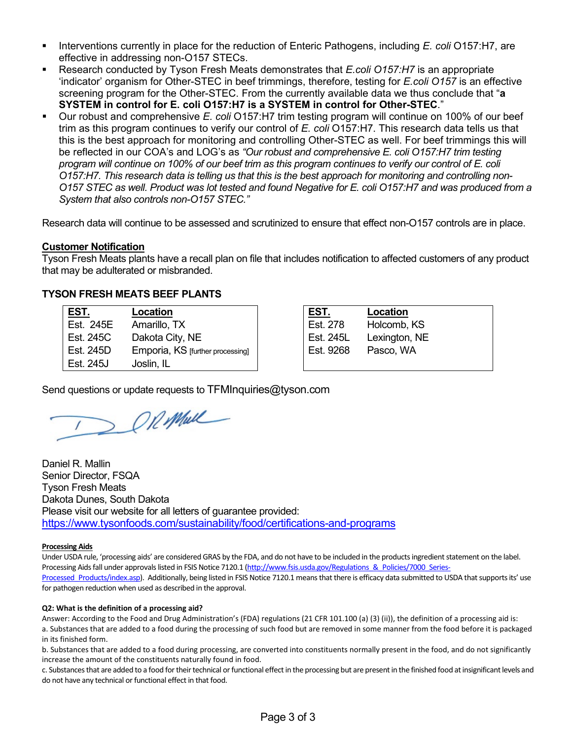- Interventions currently in place for the reduction of Enteric Pathogens, including *E. coli* O157:H7, are effective in addressing non-O157 STECs.
- Research conducted by Tyson Fresh Meats demonstrates that *E.coli O157:H7* is an appropriate 'indicator' organism for Other-STEC in beef trimmings, therefore, testing for *E.coli O157* is an effective screening program for the Other-STEC. From the currently available data we thus conclude that "**a SYSTEM in control for E. coli O157:H7 is a SYSTEM in control for Other-STEC**."
- Our robust and comprehensive *E. coli* O157:H7 trim testing program will continue on 100% of our beef trim as this program continues to verify our control of *E. coli* O157:H7. This research data tells us that this is the best approach for monitoring and controlling Other-STEC as well. For beef trimmings this will be reflected in our COA's and LOG's as *"Our robust and comprehensive E. coli O157:H7 trim testing program will continue on 100% of our beef trim as this program continues to verify our control of E. coli O157:H7. This research data is telling us that this is the best approach for monitoring and controlling non-O157 STEC as well. Product was lot tested and found Negative for E. coli O157:H7 and was produced from a System that also controls non-O157 STEC."*

Research data will continue to be assessed and scrutinized to ensure that effect non-O157 controls are in place.

**Customer Notification**

Tyson Fresh Meats plants have a recall plan on file that includes notification to affected customers of any product that may be adulterated or misbranded.

**TYSON FRESH MEATS BEEF PLANTS**

| EST. | Location |
|---|---|
| Est. 245E | Amarillo, TX |
| Est. 245C | Dakota City, NE |
| Est. 245D | Emporia, KS [further processing] |
| Est. 245J | Joslin, IL |
| Est. 278 | Holcomb, KS |
| Est. 245L | Lexington, NE |
| Est. 9268 | Pasco, WA |

Send questions or update requests to TFMInquiries@tyson.com

Daniel R. Mallin
Senior Director, FSQA
Tyson Fresh Meats
Dakota Dunes, South Dakota
Please visit our website for all letters of guarantee provided:
https://www.tysonfoods.com/sustainability/food/certifications-and-programs

**Processing Aids**

Under USDA rule, 'processing aids' are considered GRAS by the FDA, and do not have to be included in the products ingredient statement on the label. Processing Aids fall under approvals listed in FSIS Notice 7120.1 (http://www.fsis.usda.gov/Regulations_&_Policies/7000_Series-Processed_Products/index.asp). Additionally, being listed in FSIS Notice 7120.1 means that there is efficacy data submitted to USDA that supports its' use for pathogen reduction when used as described in the approval.

**Q2: What is the definition of a processing aid?**

Answer: According to the Food and Drug Administration's (FDA) regulations (21 CFR 101.100 (a) (3) (ii)), the definition of a processing aid is:
a. Substances that are added to a food during the processing of such food but are removed in some manner from the food before it is packaged in its finished form.
b. Substances that are added to a food during processing, are converted into constituents normally present in the food, and do not significantly increase the amount of the constituents naturally found in food.
c. Substances that are added to a food for their technical or functional effect in the processing but are present in the finished food at insignificant levels and do not have any technical or functional effect in that food.